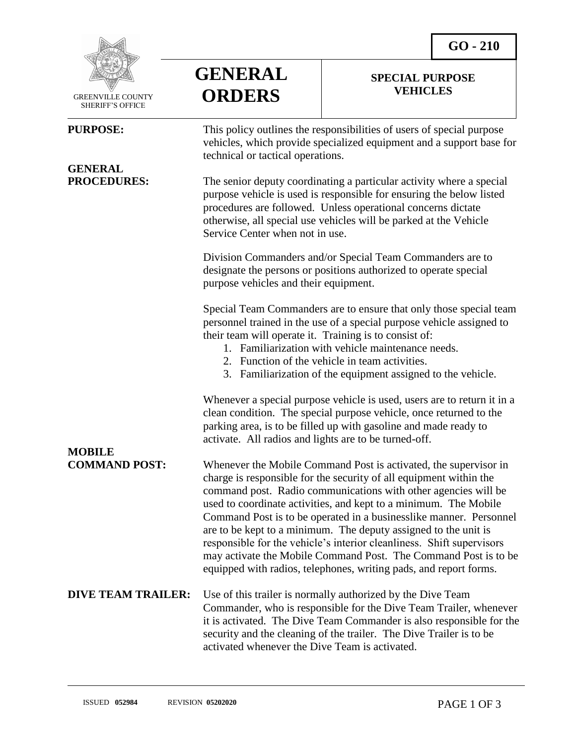GREENVILLE COUNTY SHERIFF'S OFFICE

# GENERAL ORDERS

**GO - 210**

## SPECIAL PURPOSE VEHICLES

**PURPOSE:**

This policy outlines the responsibilities of users of special purpose vehicles, which provide specialized equipment and a support base for technical or tactical operations.

**GENERAL PROCEDURES:**

The senior deputy coordinating a particular activity where a special purpose vehicle is used is responsible for ensuring the below listed procedures are followed. Unless operational concerns dictate otherwise, all special use vehicles will be parked at the Vehicle Service Center when not in use.

Division Commanders and/or Special Team Commanders are to designate the persons or positions authorized to operate special purpose vehicles and their equipment.

Special Team Commanders are to ensure that only those special team personnel trained in the use of a special purpose vehicle assigned to their team will operate it. Training is to consist of:

1. Familiarization with vehicle maintenance needs.
2. Function of the vehicle in team activities.
3. Familiarization of the equipment assigned to the vehicle.

Whenever a special purpose vehicle is used, users are to return it in a clean condition. The special purpose vehicle, once returned to the parking area, is to be filled up with gasoline and made ready to activate. All radios and lights are to be turned-off.

**MOBILE COMMAND POST:**

Whenever the Mobile Command Post is activated, the supervisor in charge is responsible for the security of all equipment within the command post. Radio communications with other agencies will be used to coordinate activities, and kept to a minimum. The Mobile Command Post is to be operated in a businesslike manner. Personnel are to be kept to a minimum. The deputy assigned to the unit is responsible for the vehicle's interior cleanliness. Shift supervisors may activate the Mobile Command Post. The Command Post is to be equipped with radios, telephones, writing pads, and report forms.

**DIVE TEAM TRAILER:**

Use of this trailer is normally authorized by the Dive Team Commander, who is responsible for the Dive Team Trailer, whenever it is activated. The Dive Team Commander is also responsible for the security and the cleaning of the trailer. The Dive Trailer is to be activated whenever the Dive Team is activated.

ISSUED **052984** REVISION **05202020**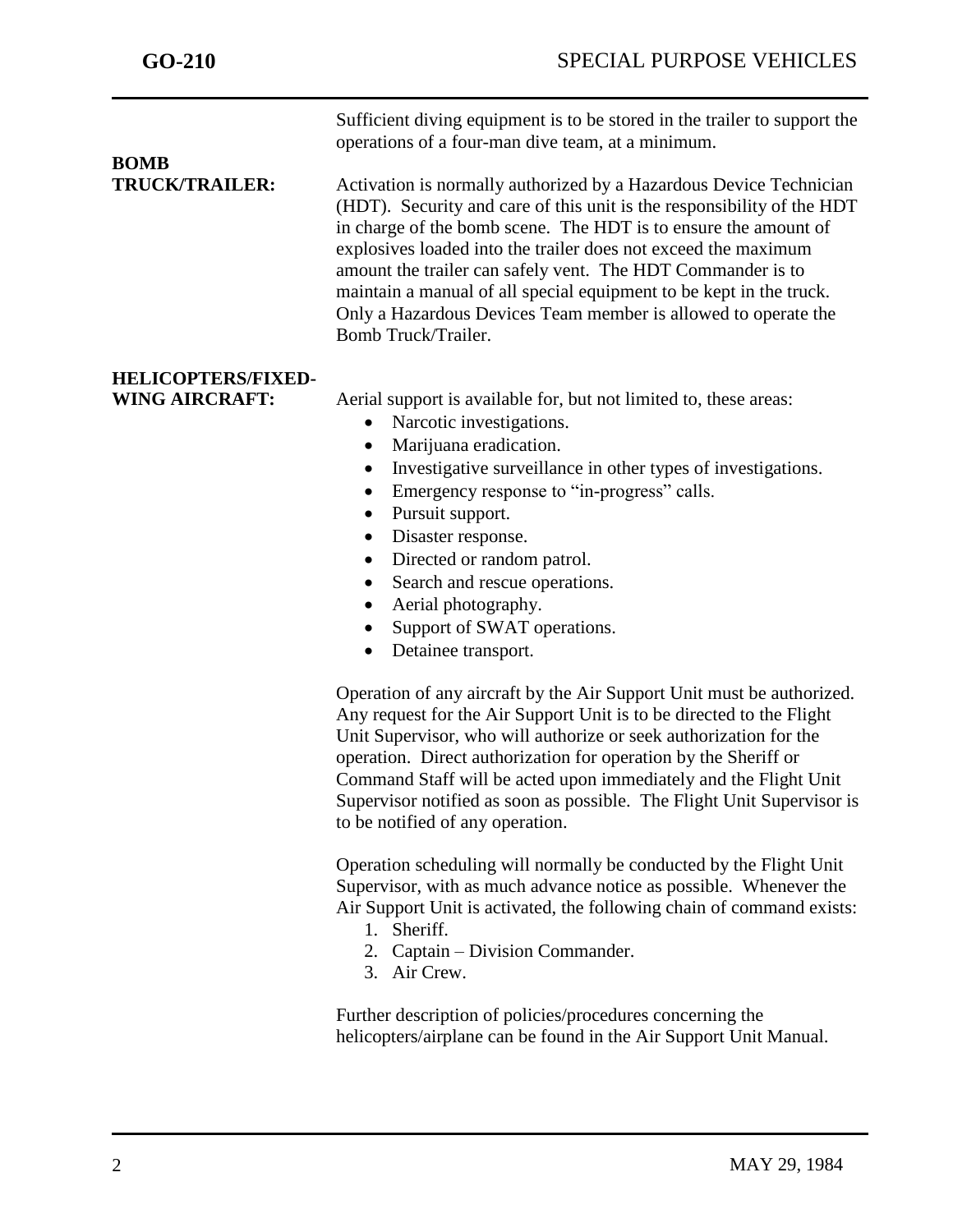Sufficient diving equipment is to be stored in the trailer to support the operations of a four-man dive team, at a minimum.

**BOMB TRUCK/TRAILER:**

Activation is normally authorized by a Hazardous Device Technician (HDT). Security and care of this unit is the responsibility of the HDT in charge of the bomb scene. The HDT is to ensure the amount of explosives loaded into the trailer does not exceed the maximum amount the trailer can safely vent. The HDT Commander is to maintain a manual of all special equipment to be kept in the truck. Only a Hazardous Devices Team member is allowed to operate the Bomb Truck/Trailer.

**HELICOPTERS/FIXED-WING AIRCRAFT:**

Aerial support is available for, but not limited to, these areas:

- Narcotic investigations.
- Marijuana eradication.
- Investigative surveillance in other types of investigations.
- Emergency response to "in-progress" calls.
- Pursuit support.
- Disaster response.
- Directed or random patrol.
- Search and rescue operations.
- Aerial photography.
- Support of SWAT operations.
- Detainee transport.

Operation of any aircraft by the Air Support Unit must be authorized. Any request for the Air Support Unit is to be directed to the Flight Unit Supervisor, who will authorize or seek authorization for the operation. Direct authorization for operation by the Sheriff or Command Staff will be acted upon immediately and the Flight Unit Supervisor notified as soon as possible. The Flight Unit Supervisor is to be notified of any operation.

Operation scheduling will normally be conducted by the Flight Unit Supervisor, with as much advance notice as possible. Whenever the Air Support Unit is activated, the following chain of command exists:

1. Sheriff.
2. Captain – Division Commander.
3. Air Crew.

Further description of policies/procedures concerning the helicopters/airplane can be found in the Air Support Unit Manual.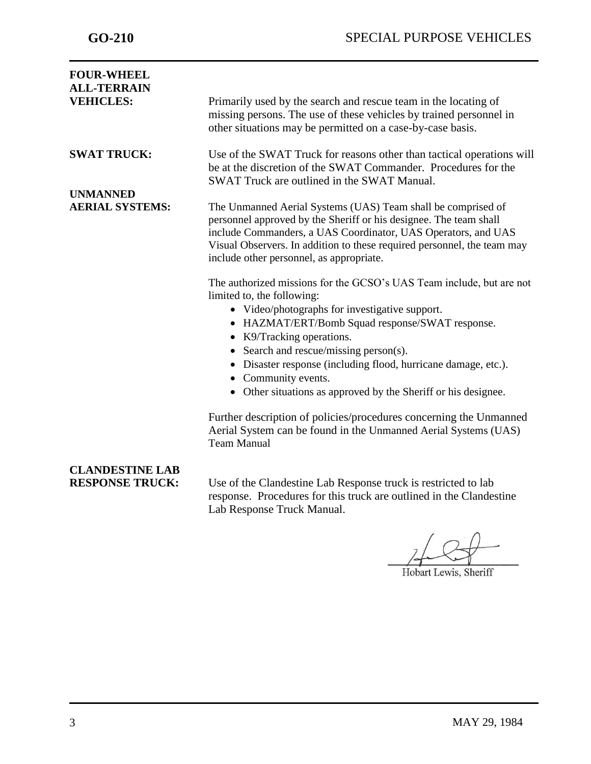**FOUR-WHEEL ALL-TERRAIN VEHICLES:** Primarily used by the search and rescue team in the locating of missing persons. The use of these vehicles by trained personnel in other situations may be permitted on a case-by-case basis.

**SWAT TRUCK:** Use of the SWAT Truck for reasons other than tactical operations will be at the discretion of the SWAT Commander. Procedures for the SWAT Truck are outlined in the SWAT Manual.

**UNMANNED AERIAL SYSTEMS:** The Unmanned Aerial Systems (UAS) Team shall be comprised of personnel approved by the Sheriff or his designee. The team shall include Commanders, a UAS Coordinator, UAS Operators, and UAS Visual Observers. In addition to these required personnel, the team may include other personnel, as appropriate.

The authorized missions for the GCSO's UAS Team include, but are not limited to, the following:

- Video/photographs for investigative support.
- HAZMAT/ERT/Bomb Squad response/SWAT response.
- K9/Tracking operations.
- Search and rescue/missing person(s).
- Disaster response (including flood, hurricane damage, etc.).
- Community events.
- Other situations as approved by the Sheriff or his designee.

Further description of policies/procedures concerning the Unmanned Aerial System can be found in the Unmanned Aerial Systems (UAS) Team Manual

**CLANDESTINE LAB RESPONSE TRUCK:** Use of the Clandestine Lab Response truck is restricted to lab response. Procedures for this truck are outlined in the Clandestine Lab Response Truck Manual.

Hobart Lewis, Sheriff